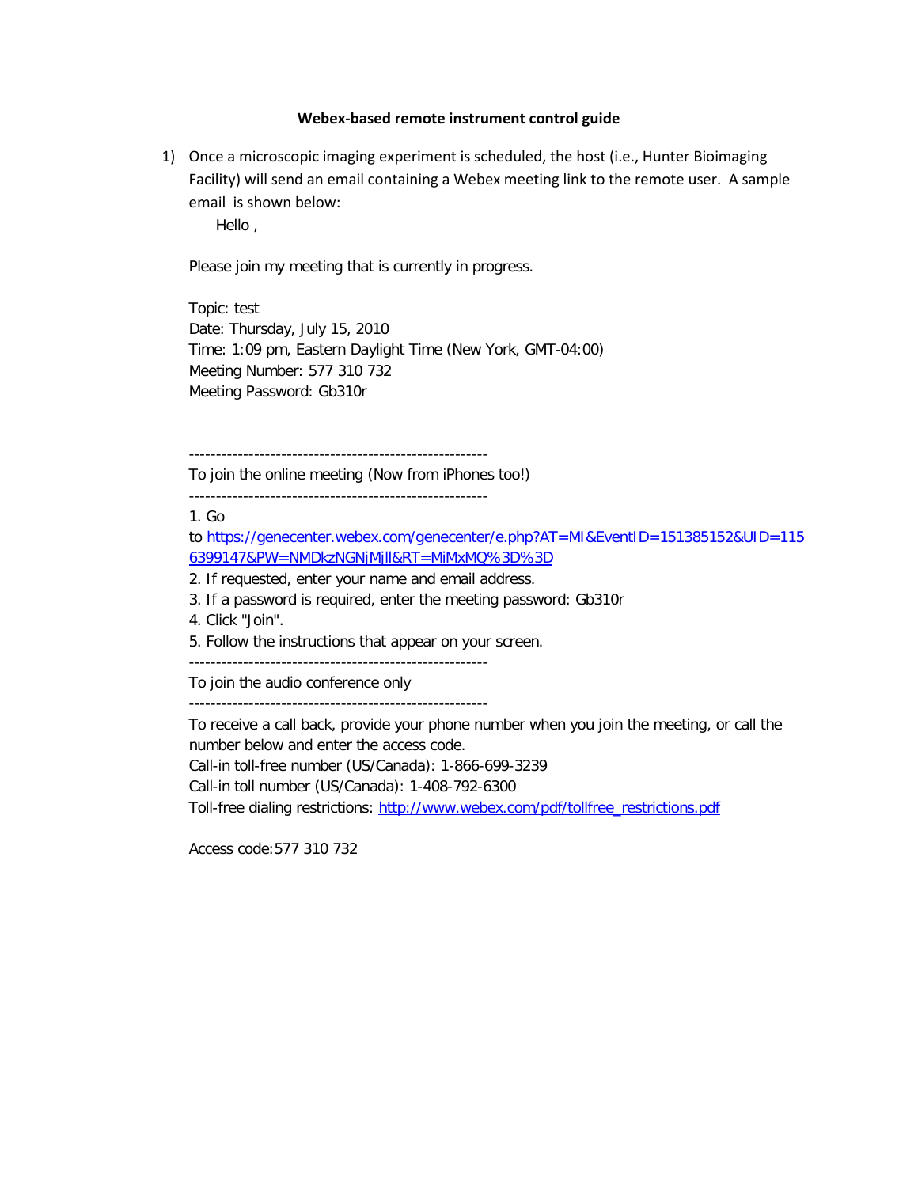**Webex-based remote instrument control guide**

1) Once a microscopic imaging experiment is scheduled, the host (i.e., Hunter Bioimaging Facility) will send an email containing a Webex meeting link to the remote user. A sample email is shown below:

   Hello ,

   Please join my meeting that is currently in progress.

   Topic: test
   Date: Thursday, July 15, 2010
   Time: 1:09 pm, Eastern Daylight Time (New York, GMT-04:00)
   Meeting Number: 577 310 732
   Meeting Password: Gb310r

   -------------------------------------------------------
   To join the online meeting (Now from iPhones too!)
   -------------------------------------------------------
   1. Go to https://genecenter.webex.com/genecenter/e.php?AT=MI&EventID=151385152&UID=1156399147&PW=NMDkzNGNjMjIl&RT=MiMxMQ%3D%3D
   2. If requested, enter your name and email address.
   3. If a password is required, enter the meeting password: Gb310r
   4. Click "Join".
   5. Follow the instructions that appear on your screen.
   -------------------------------------------------------
   To join the audio conference only
   -------------------------------------------------------
   To receive a call back, provide your phone number when you join the meeting, or call the number below and enter the access code.
   Call-in toll-free number (US/Canada): 1-866-699-3239
   Call-in toll number (US/Canada): 1-408-792-6300
   Toll-free dialing restrictions: http://www.webex.com/pdf/tollfree_restrictions.pdf

   Access code:577 310 732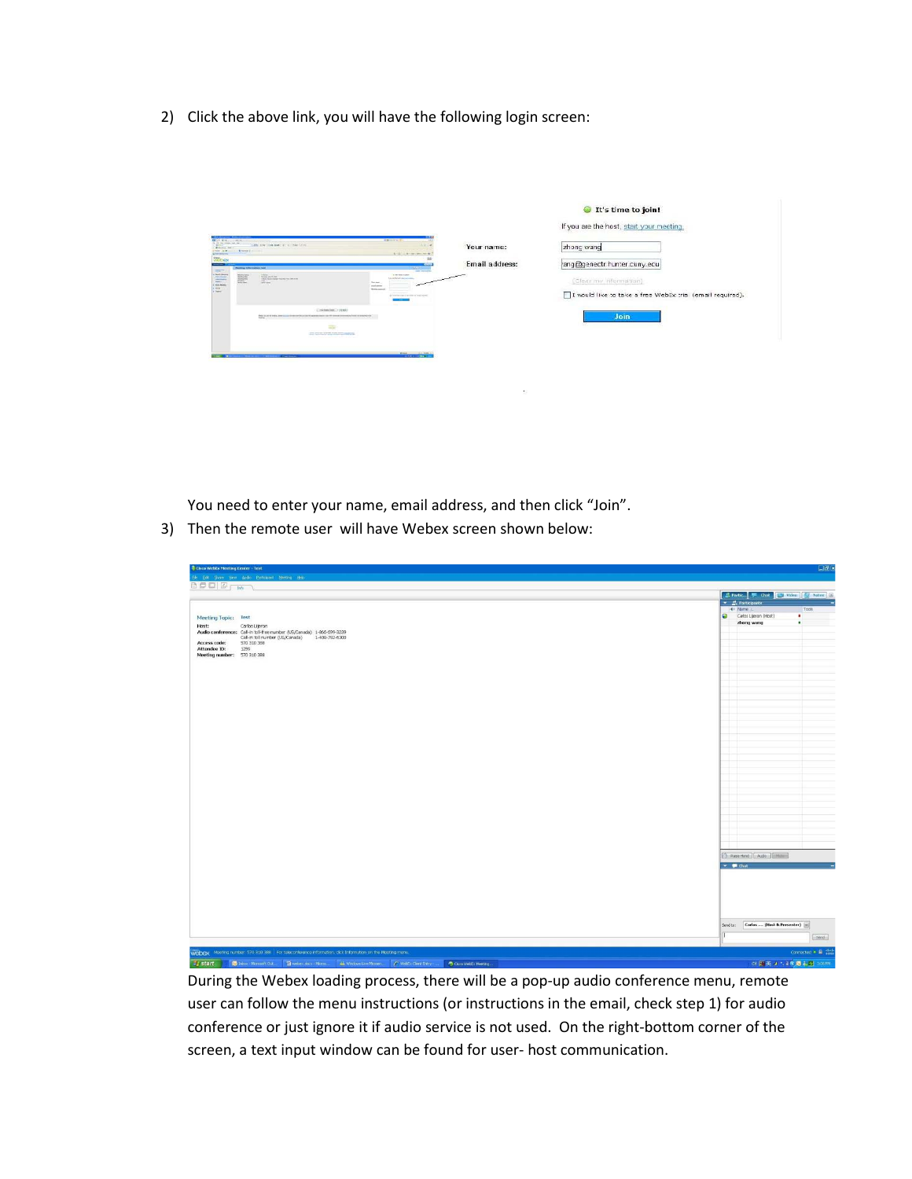2) Click the above link, you will have the following login screen:

You need to enter your name, email address, and then click "Join".

3) Then the remote user will have Webex screen shown below:

During the Webex loading process, there will be a pop-up audio conference menu, remote user can follow the menu instructions (or instructions in the email, check step 1) for audio conference or just ignore it if audio service is not used. On the right-bottom corner of the screen, a text input window can be found for user- host communication.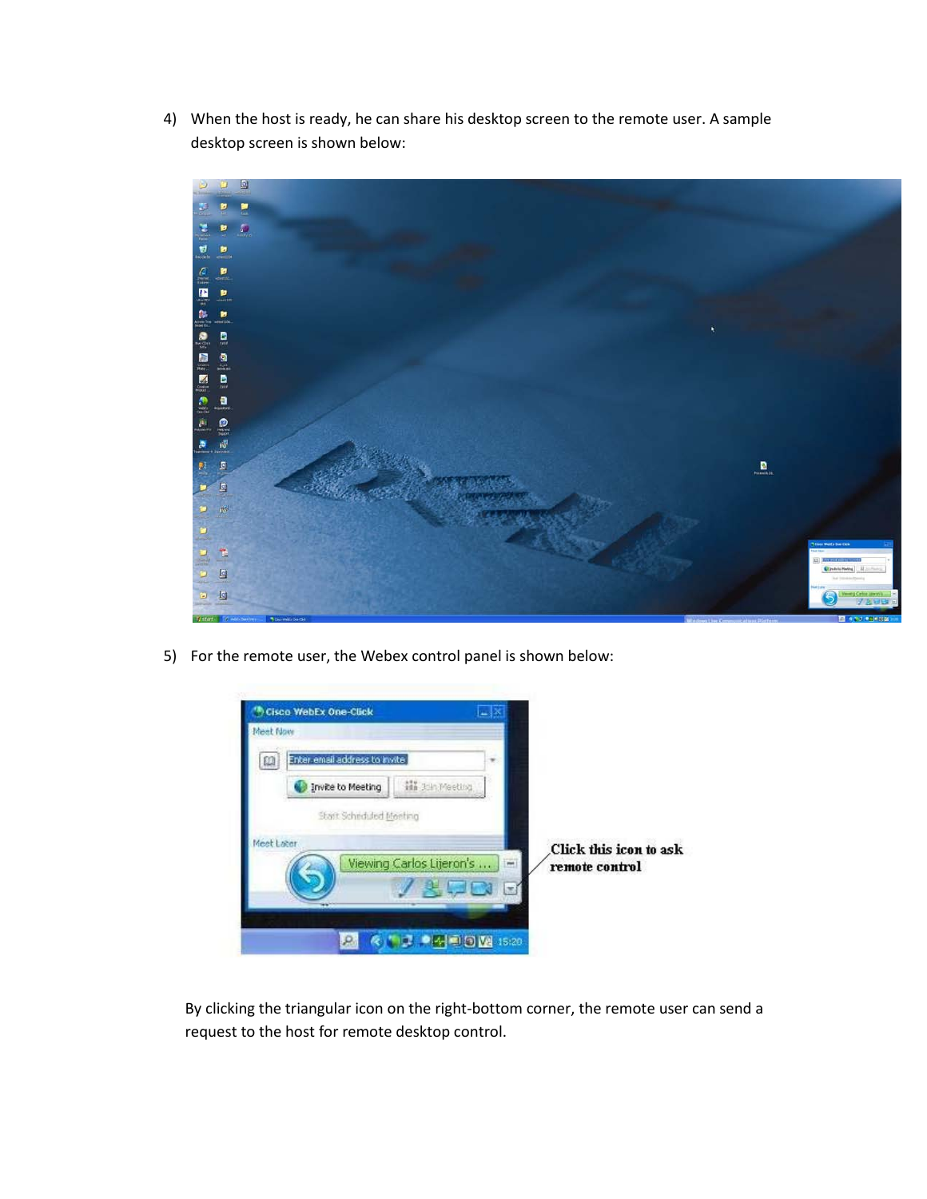4) When the host is ready, he can share his desktop screen to the remote user. A sample desktop screen is shown below:

5) For the remote user, the Webex control panel is shown below:

By clicking the triangular icon on the right-bottom corner, the remote user can send a request to the host for remote desktop control.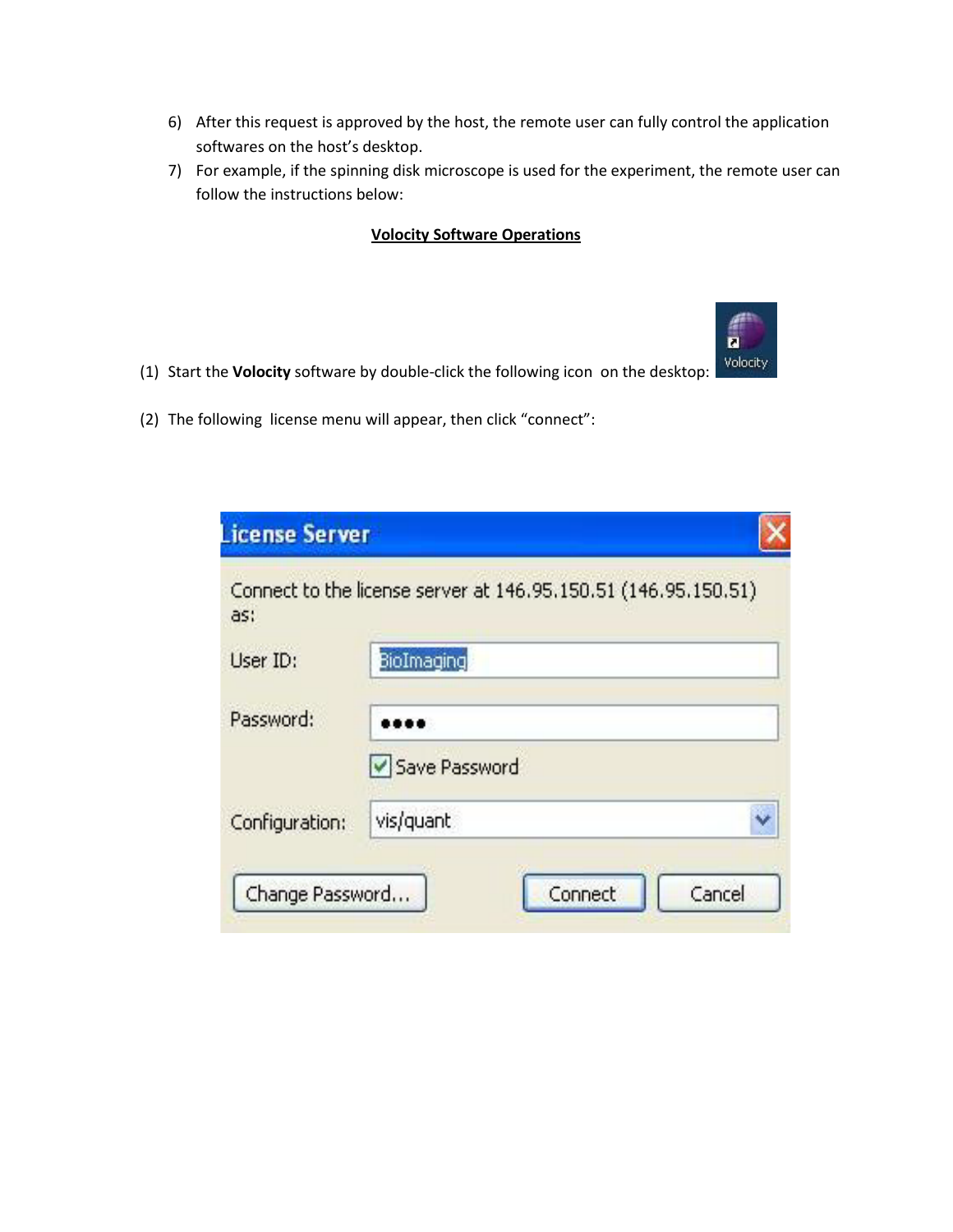6) After this request is approved by the host, the remote user can fully control the application softwares on the host's desktop.
7) For example, if the spinning disk microscope is used for the experiment, the remote user can follow the instructions below:

## <u>Volocity Software Operations</u>

(1) Start the **Volocity** software by double-click the following icon on the desktop:

(2) The following license menu will appear, then click "connect":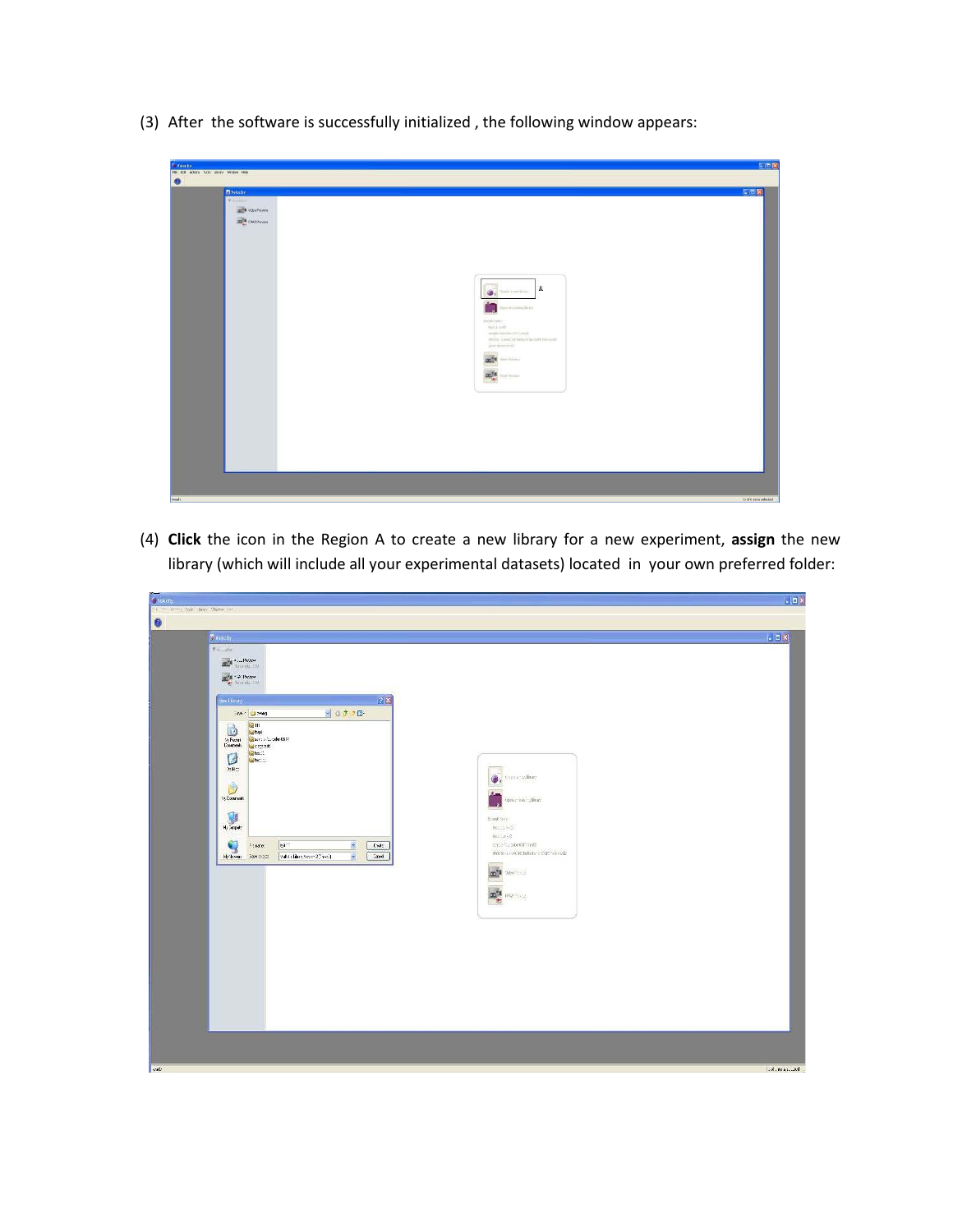(3) After the software is successfully initialized , the following window appears:

(4) **Click** the icon in the Region A to create a new library for a new experiment, **assign** the new library (which will include all your experimental datasets) located in your own preferred folder: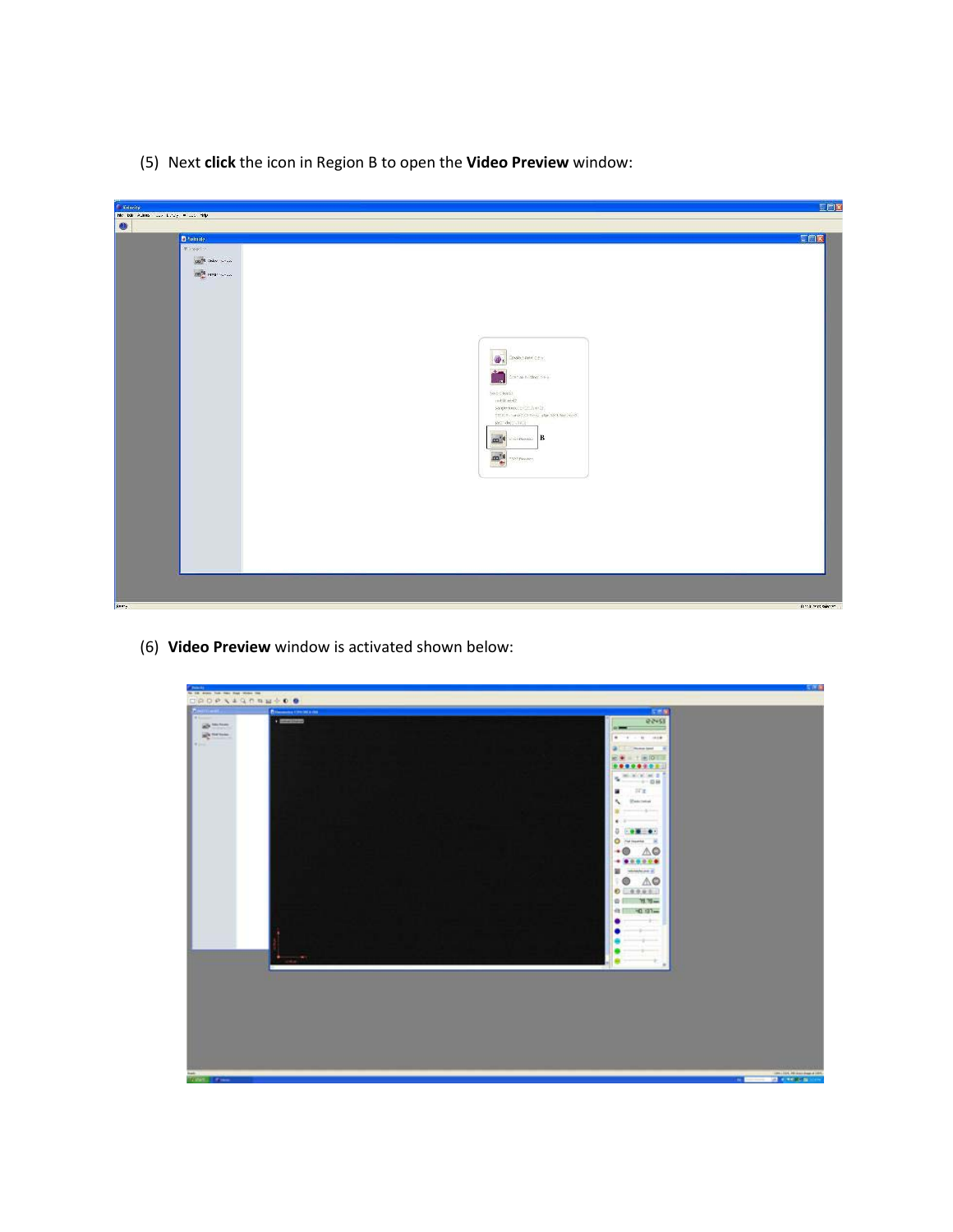(5) Next **click** the icon in Region B to open the **Video Preview** window:

(6) **Video Preview** window is activated shown below: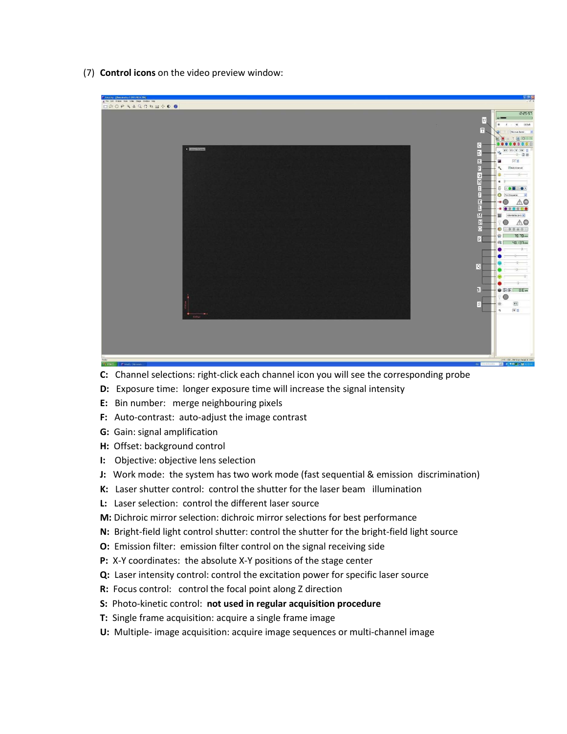(7) **Control icons** on the video preview window:

**C:** Channel selections: right-click each channel icon you will see the corresponding probe

**D:** Exposure time: longer exposure time will increase the signal intensity

**E:** Bin number: merge neighbouring pixels

**F:** Auto-contrast: auto-adjust the image contrast

**G:** Gain: signal amplification

**H:** Offset: background control

**I:** Objective: objective lens selection

**J:** Work mode: the system has two work mode (fast sequential & emission discrimination)

**K:** Laser shutter control: control the shutter for the laser beam illumination

**L:** Laser selection: control the different laser source

**M:** Dichroic mirror selection: dichroic mirror selections for best performance

**N:** Bright-field light control shutter: control the shutter for the bright-field light source

**O:** Emission filter: emission filter control on the signal receiving side

**P:** X-Y coordinates: the absolute X-Y positions of the stage center

**Q:** Laser intensity control: control the excitation power for specific laser source

**R:** Focus control: control the focal point along Z direction

**S:** Photo-kinetic control: **not used in regular acquisition procedure**

**T:** Single frame acquisition: acquire a single frame image

**U:** Multiple- image acquisition: acquire image sequences or multi-channel image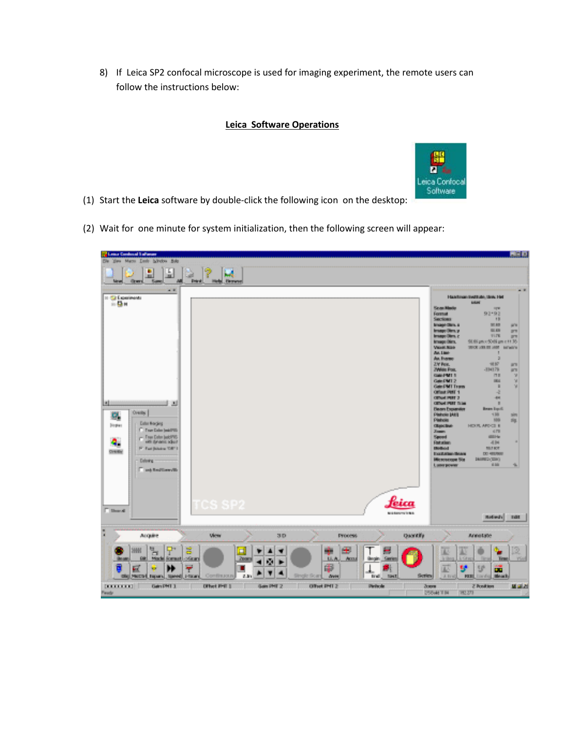8) If Leica SP2 confocal microscope is used for imaging experiment, the remote users can follow the instructions below:

**Leica Software Operations**

(1) Start the **Leica** software by double-click the following icon on the desktop:

(2) Wait for one minute for system initialization, then the following screen will appear: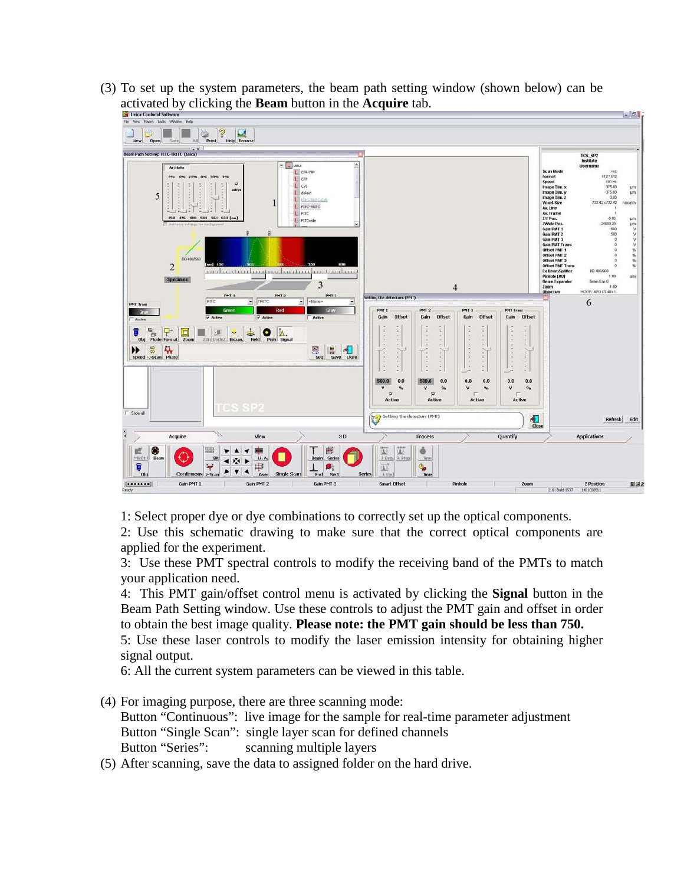(3) To set up the system parameters, the beam path setting window (shown below) can be activated by clicking the **Beam** button in the **Acquire** tab.

1: Select proper dye or dye combinations to correctly set up the optical components.

2: Use this schematic drawing to make sure that the correct optical components are applied for the experiment.

3: Use these PMT spectral controls to modify the receiving band of the PMTs to match your application need.

4: This PMT gain/offset control menu is activated by clicking the **Signal** button in the Beam Path Setting window. Use these controls to adjust the PMT gain and offset in order to obtain the best image quality. **Please note: the PMT gain should be less than 750.**

5: Use these laser controls to modify the laser emission intensity for obtaining higher signal output.

6: All the current system parameters can be viewed in this table.

(4) For imaging purpose, there are three scanning mode:
Button "Continuous": live image for the sample for real-time parameter adjustment
Button "Single Scan": single layer scan for defined channels
Button "Series": scanning multiple layers

(5) After scanning, save the data to assigned folder on the hard drive.